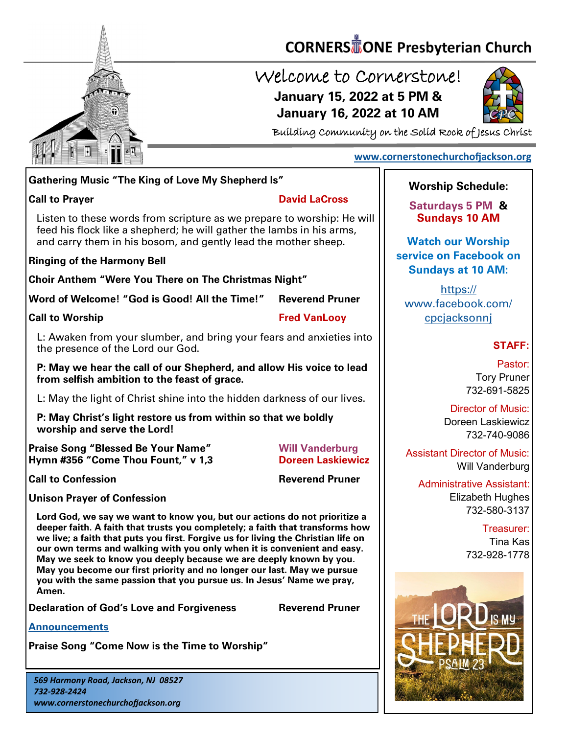# CORNERSTONE Presbyterian Church

## Welcome to Cornerstone!

**January 15, 2022 at 5 PM &**
**January 16, 2022 at 10 AM**

Building Community on the Solid Rock of Jesus Christ

www.cornerstonechurchofjackson.org

**Gathering Music "The King of Love My Shepherd Is"**

**Call to Prayer** — **David LaCross**

Listen to these words from scripture as we prepare to worship: He will feed his flock like a shepherd; he will gather the lambs in his arms, and carry them in his bosom, and gently lead the mother sheep.

**Ringing of the Harmony Bell**

**Choir Anthem "Were You There on The Christmas Night"**

**Word of Welcome! "God is Good! All the Time!"** — **Reverend Pruner**

**Call to Worship** — **Fred VanLooy**

L: Awaken from your slumber, and bring your fears and anxieties into the presence of the Lord our God.

**P: May we hear the call of our Shepherd, and allow His voice to lead from selfish ambition to the feast of grace.**

L: May the light of Christ shine into the hidden darkness of our lives.

**P: May Christ's light restore us from within so that we boldly worship and serve the Lord!**

**Praise Song "Blessed Be Your Name"** — **Will Vanderburg**
**Hymn #356 "Come Thou Fount," v 1,3** — **Doreen Laskiewicz**

**Call to Confession** — **Reverend Pruner**

**Unison Prayer of Confession**

**Lord God, we say we want to know you, but our actions do not prioritize a deeper faith. A faith that trusts you completely; a faith that transforms how we live; a faith that puts you first. Forgive us for living the Christian life on our own terms and walking with you only when it is convenient and easy. May we seek to know you deeply because we are deeply known by you. May you become our first priority and no longer our last. May we pursue you with the same passion that you pursue us. In Jesus' Name we pray, Amen.**

**Declaration of God's Love and Forgiveness** — **Reverend Pruner**

**Announcements**

**Praise Song "Come Now is the Time to Worship"**

*569 Harmony Road, Jackson, NJ 08527*
*732-928-2424*
*www.cornerstonechurchofjackson.org*

**Worship Schedule:**

**Saturdays 5 PM & Sundays 10 AM**

**Watch our Worship service on Facebook on Sundays at 10 AM:**

https://www.facebook.com/cpcjacksonnj

**STAFF:**

Pastor:
Tory Pruner
732-691-5825

Director of Music:
Doreen Laskiewicz
732-740-9086

Assistant Director of Music:
Will Vanderburg

Administrative Assistant:
Elizabeth Hughes
732-580-3137

Treasurer:
Tina Kas
732-928-1778

THE LORD IS MY SHEPHERD
PSALM 23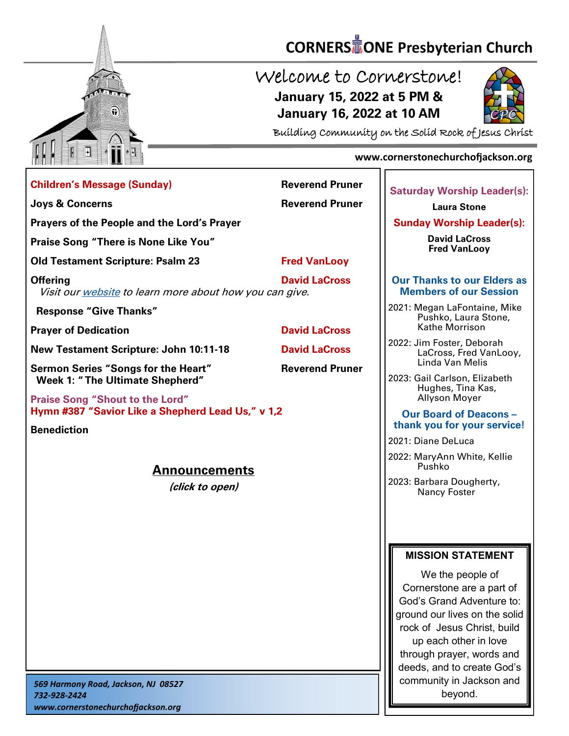# CORNERSTONE Presbyterian Church

## Welcome to Cornerstone!

**January 15, 2022 at 5 PM &**
**January 16, 2022 at 10 AM**

Building Community on the Solid Rock of Jesus Christ

www.cornerstonechurchofjackson.org

**Children's Message (Sunday)** — **Reverend Pruner**

**Joys & Concerns** — **Reverend Pruner**

**Prayers of the People and the Lord's Prayer**

**Praise Song "There is None Like You"**

**Old Testament Scripture: Psalm 23** — **Fred VanLooy**

**Offering** — **David LaCross**
*Visit our website to learn more about how you can give.*

**Response "Give Thanks"**

**Prayer of Dedication** — **David LaCross**

**New Testament Scripture: John 10:11-18** — **David LaCross**

**Sermon Series "Songs for the Heart"** — **Reverend Pruner**
**Week 1: " The Ultimate Shepherd"**

**Praise Song "Shout to the Lord"**
**Hymn #387 "Savior Like a Shepherd Lead Us," v 1,2**

**Benediction**

## Announcements

***(click to open)***

**Saturday Worship Leader(s):**
**Laura Stone**

**Sunday Worship Leader(s):**
**David LaCross**
**Fred VanLooy**

**Our Thanks to our Elders as Members of our Session**

2021: Megan LaFontaine, Mike Pushko, Laura Stone, Kathe Morrison

2022: Jim Foster, Deborah LaCross, Fred VanLooy, Linda Van Melis

2023: Gail Carlson, Elizabeth Hughes, Tina Kas, Allyson Moyer

**Our Board of Deacons – thank you for your service!**

2021: Diane DeLuca

2022: MaryAnn White, Kellie Pushko

2023: Barbara Dougherty, Nancy Foster

**MISSION STATEMENT**

We the people of Cornerstone are a part of God's Grand Adventure to: ground our lives on the solid rock of Jesus Christ, build up each other in love through prayer, words and deeds, and to create God's community in Jackson and beyond.

*569 Harmony Road, Jackson, NJ 08527*
*732-928-2424*
*www.cornerstonechurchofjackson.org*